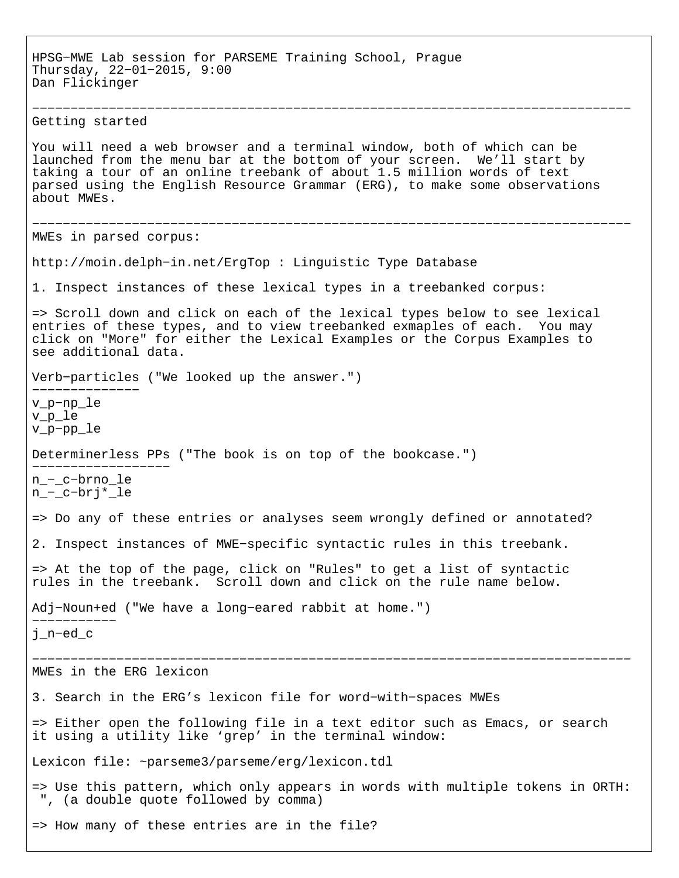HPSG−MWE Lab session for PARSEME Training School, Prague
Thursday, 22−01−2015, 9:00
Dan Flickinger

---

## Getting started

You will need a web browser and a terminal window, both of which can be launched from the menu bar at the bottom of your screen. We'll start by taking a tour of an online treebank of about 1.5 million words of text parsed using the English Resource Grammar (ERG), to make some observations about MWEs.

---

## MWEs in parsed corpus:

http://moin.delph−in.net/ErgTop : Linguistic Type Database

1. Inspect instances of these lexical types in a treebanked corpus:

=> Scroll down and click on each of the lexical types below to see lexical entries of these types, and to view treebanked exmaples of each. You may click on "More" for either the Lexical Examples or the Corpus Examples to see additional data.

### Verb−particles ("We looked up the answer.")

v_p−np_le
v_p_le
v_p−pp_le

### Determinerless PPs ("The book is on top of the bookcase.")

n_−_c−brno_le
n_−_c−brj*_le

=> Do any of these entries or analyses seem wrongly defined or annotated?

2. Inspect instances of MWE−specific syntactic rules in this treebank.

=> At the top of the page, click on "Rules" to get a list of syntactic rules in the treebank. Scroll down and click on the rule name below.

### Adj−Noun+ed ("We have a long−eared rabbit at home.")

j_n−ed_c

---

## MWEs in the ERG lexicon

3. Search in the ERG's lexicon file for word−with−spaces MWEs

=> Either open the following file in a text editor such as Emacs, or search it using a utility like 'grep' in the terminal window:

Lexicon file: ~parseme3/parseme/erg/lexicon.tdl

=> Use this pattern, which only appears in words with multiple tokens in ORTH:
 ", (a double quote followed by comma)

=> How many of these entries are in the file?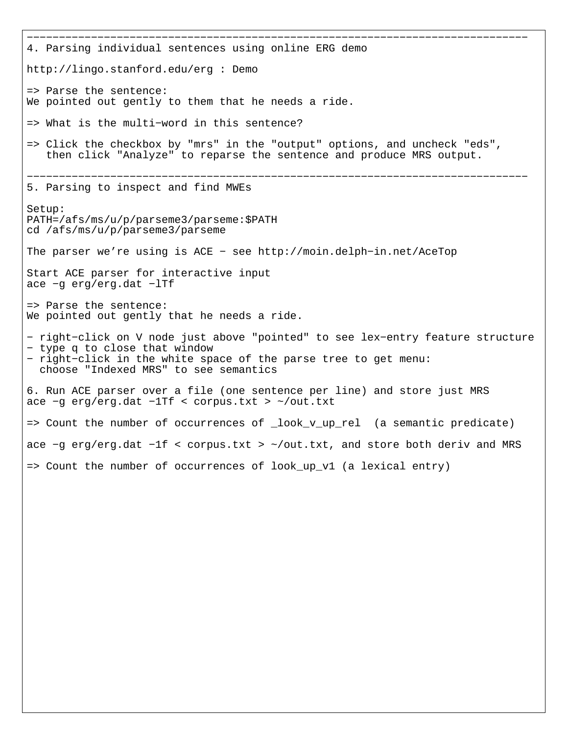---

## 4. Parsing individual sentences using online ERG demo

http://lingo.stanford.edu/erg : Demo

=> Parse the sentence:
We pointed out gently to them that he needs a ride.

=> What is the multi-word in this sentence?

=> Click the checkbox by "mrs" in the "output" options, and uncheck "eds", then click "Analyze" to reparse the sentence and produce MRS output.

---

## 5. Parsing to inspect and find MWEs

Setup:

```
PATH=/afs/ms/u/p/parseme3/parseme:$PATH
cd /afs/ms/u/p/parseme3/parseme
```

The parser we're using is ACE - see http://moin.delph-in.net/AceTop

Start ACE parser for interactive input

```
ace -g erg/erg.dat -lTf
```

=> Parse the sentence:
We pointed out gently that he needs a ride.

- right-click on V node just above "pointed" to see lex-entry feature structure
- type q to close that window
- right-click in the white space of the parse tree to get menu:
  choose "Indexed MRS" to see semantics

## 6. Run ACE parser over a file (one sentence per line) and store just MRS

```
ace -g erg/erg.dat -1Tf < corpus.txt > ~/out.txt
```

=> Count the number of occurrences of _look_v_up_rel (a semantic predicate)

```
ace -g erg/erg.dat -1f < corpus.txt > ~/out.txt
```

, and store both deriv and MRS

=> Count the number of occurrences of look_up_v1 (a lexical entry)